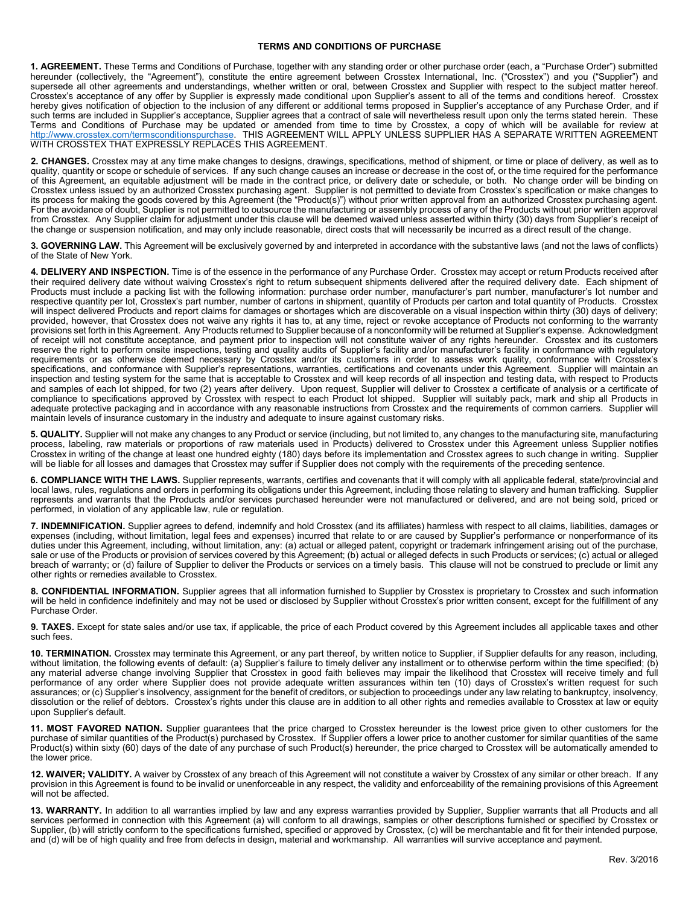# TERMS AND CONDITIONS OF PURCHASE

**1. AGREEMENT.** These Terms and Conditions of Purchase, together with any standing order or other purchase order (each, a "Purchase Order") submitted hereunder (collectively, the "Agreement"), constitute the entire agreement between Crosstex International, Inc. ("Crosstex") and you ("Supplier") and supersede all other agreements and understandings, whether written or oral, between Crosstex and Supplier with respect to the subject matter hereof. Crosstex's acceptance of any offer by Supplier is expressly made conditional upon Supplier's assent to all of the terms and conditions hereof. Crosstex hereby gives notification of objection to the inclusion of any different or additional terms proposed in Supplier's acceptance of any Purchase Order, and if such terms are included in Supplier's acceptance, Supplier agrees that a contract of sale will nevertheless result upon only the terms stated herein. These Terms and Conditions of Purchase may be updated or amended from time to time by Crosstex, a copy of which will be available for review at http://www.crosstex.com/termsconditionspurchase. THIS AGREEMENT WILL APPLY UNLESS SUPPLIER HAS A SEPARATE WRITTEN AGREEMENT WITH CROSSTEX THAT EXPRESSLY REPLACES THIS AGREEMENT.

**2. CHANGES.** Crosstex may at any time make changes to designs, drawings, specifications, method of shipment, or time or place of delivery, as well as to quality, quantity or scope or schedule of services. If any such change causes an increase or decrease in the cost of, or the time required for the performance of this Agreement, an equitable adjustment will be made in the contract price, or delivery date or schedule, or both. No change order will be binding on Crosstex unless issued by an authorized Crosstex purchasing agent. Supplier is not permitted to deviate from Crosstex's specification or make changes to its process for making the goods covered by this Agreement (the "Product(s)") without prior written approval from an authorized Crosstex purchasing agent. For the avoidance of doubt, Supplier is not permitted to outsource the manufacturing or assembly process of any of the Products without prior written approval from Crosstex. Any Supplier claim for adjustment under this clause will be deemed waived unless asserted within thirty (30) days from Supplier's receipt of the change or suspension notification, and may only include reasonable, direct costs that will necessarily be incurred as a direct result of the change.

**3. GOVERNING LAW.** This Agreement will be exclusively governed by and interpreted in accordance with the substantive laws (and not the laws of conflicts) of the State of New York.

**4. DELIVERY AND INSPECTION.** Time is of the essence in the performance of any Purchase Order. Crosstex may accept or return Products received after their required delivery date without waiving Crosstex's right to return subsequent shipments delivered after the required delivery date. Each shipment of Products must include a packing list with the following information: purchase order number, manufacturer's part number, manufacturer's lot number and respective quantity per lot, Crosstex's part number, number of cartons in shipment, quantity of Products per carton and total quantity of Products. Crosstex will inspect delivered Products and report claims for damages or shortages which are discoverable on a visual inspection within thirty (30) days of delivery; provided, however, that Crosstex does not waive any rights it has to, at any time, reject or revoke acceptance of Products not conforming to the warranty provisions set forth in this Agreement. Any Products returned to Supplier because of a nonconformity will be returned at Supplier's expense. Acknowledgment of receipt will not constitute acceptance, and payment prior to inspection will not constitute waiver of any rights hereunder. Crosstex and its customers reserve the right to perform onsite inspections, testing and quality audits of Supplier's facility and/or manufacturer's facility in conformance with regulatory requirements or as otherwise deemed necessary by Crosstex and/or its customers in order to assess work quality, conformance with Crosstex's specifications, and conformance with Supplier's representations, warranties, certifications and covenants under this Agreement. Supplier will maintain an inspection and testing system for the same that is acceptable to Crosstex and will keep records of all inspection and testing data, with respect to Products and samples of each lot shipped, for two (2) years after delivery. Upon request, Supplier will deliver to Crosstex a certificate of analysis or a certificate of compliance to specifications approved by Crosstex with respect to each Product lot shipped. Supplier will suitably pack, mark and ship all Products in adequate protective packaging and in accordance with any reasonable instructions from Crosstex and the requirements of common carriers. Supplier will maintain levels of insurance customary in the industry and adequate to insure against customary risks.

**5. QUALITY.** Supplier will not make any changes to any Product or service (including, but not limited to, any changes to the manufacturing site, manufacturing process, labeling, raw materials or proportions of raw materials used in Products) delivered to Crosstex under this Agreement unless Supplier notifies Crosstex in writing of the change at least one hundred eighty (180) days before its implementation and Crosstex agrees to such change in writing. Supplier will be liable for all losses and damages that Crosstex may suffer if Supplier does not comply with the requirements of the preceding sentence.

**6. COMPLIANCE WITH THE LAWS.** Supplier represents, warrants, certifies and covenants that it will comply with all applicable federal, state/provincial and local laws, rules, regulations and orders in performing its obligations under this Agreement, including those relating to slavery and human trafficking. Supplier represents and warrants that the Products and/or services purchased hereunder were not manufactured or delivered, and are not being sold, priced or performed, in violation of any applicable law, rule or regulation.

**7. INDEMNIFICATION.** Supplier agrees to defend, indemnify and hold Crosstex (and its affiliates) harmless with respect to all claims, liabilities, damages or expenses (including, without limitation, legal fees and expenses) incurred that relate to or are caused by Supplier's performance or nonperformance of its duties under this Agreement, including, without limitation, any: (a) actual or alleged patent, copyright or trademark infringement arising out of the purchase, sale or use of the Products or provision of services covered by this Agreement; (b) actual or alleged defects in such Products or services; (c) actual or alleged breach of warranty; or (d) failure of Supplier to deliver the Products or services on a timely basis. This clause will not be construed to preclude or limit any other rights or remedies available to Crosstex.

**8. CONFIDENTIAL INFORMATION.** Supplier agrees that all information furnished to Supplier by Crosstex is proprietary to Crosstex and such information will be held in confidence indefinitely and may not be used or disclosed by Supplier without Crosstex's prior written consent, except for the fulfillment of any Purchase Order.

**9. TAXES.** Except for state sales and/or use tax, if applicable, the price of each Product covered by this Agreement includes all applicable taxes and other such fees.

**10. TERMINATION.** Crosstex may terminate this Agreement, or any part thereof, by written notice to Supplier, if Supplier defaults for any reason, including, without limitation, the following events of default: (a) Supplier's failure to timely deliver any installment or to otherwise perform within the time specified; (b) any material adverse change involving Supplier that Crosstex in good faith believes may impair the likelihood that Crosstex will receive timely and full performance of any order where Supplier does not provide adequate written assurances within ten (10) days of Crosstex's written request for such assurances; or (c) Supplier's insolvency, assignment for the benefit of creditors, or subjection to proceedings under any law relating to bankruptcy, insolvency, dissolution or the relief of debtors. Crosstex's rights under this clause are in addition to all other rights and remedies available to Crosstex at law or equity upon Supplier's default.

**11. MOST FAVORED NATION.** Supplier guarantees that the price charged to Crosstex hereunder is the lowest price given to other customers for the purchase of similar quantities of the Product(s) purchased by Crosstex. If Supplier offers a lower price to another customer for similar quantities of the same Product(s) within sixty (60) days of the date of any purchase of such Product(s) hereunder, the price charged to Crosstex will be automatically amended to the lower price.

**12. WAIVER; VALIDITY.** A waiver by Crosstex of any breach of this Agreement will not constitute a waiver by Crosstex of any similar or other breach. If any provision in this Agreement is found to be invalid or unenforceable in any respect, the validity and enforceability of the remaining provisions of this Agreement will not be affected.

**13. WARRANTY.** In addition to all warranties implied by law and any express warranties provided by Supplier, Supplier warrants that all Products and all services performed in connection with this Agreement (a) will conform to all drawings, samples or other descriptions furnished or specified by Crosstex or Supplier, (b) will strictly conform to the specifications furnished, specified or approved by Crosstex, (c) will be merchantable and fit for their intended purpose, and (d) will be of high quality and free from defects in design, material and workmanship. All warranties will survive acceptance and payment.

Rev. 3/2016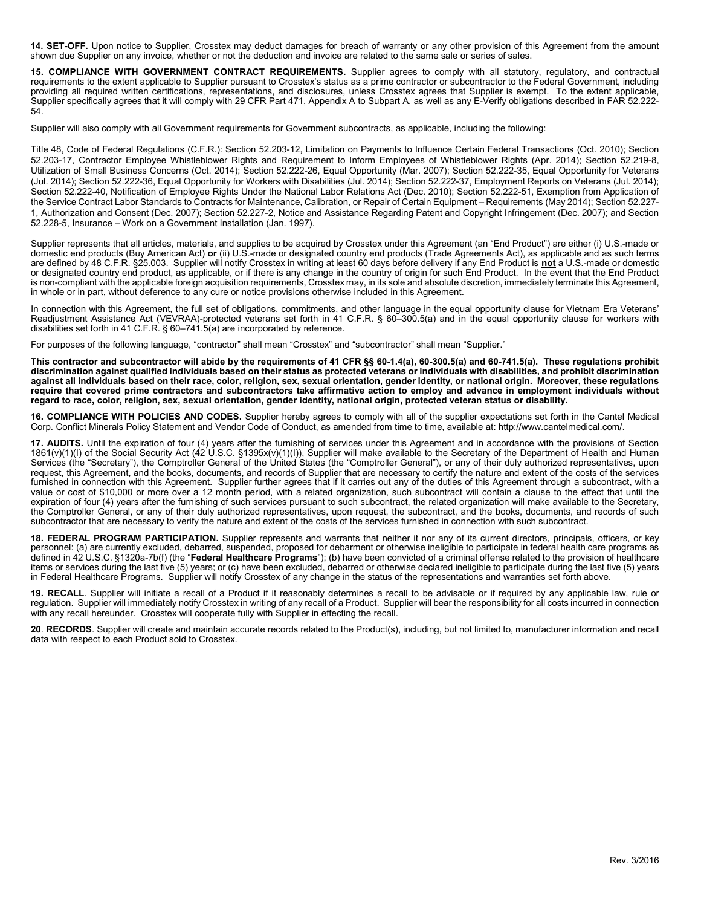**14. SET-OFF.** Upon notice to Supplier, Crosstex may deduct damages for breach of warranty or any other provision of this Agreement from the amount shown due Supplier on any invoice, whether or not the deduction and invoice are related to the same sale or series of sales.

**15. COMPLIANCE WITH GOVERNMENT CONTRACT REQUIREMENTS.** Supplier agrees to comply with all statutory, regulatory, and contractual requirements to the extent applicable to Supplier pursuant to Crosstex's status as a prime contractor or subcontractor to the Federal Government, including providing all required written certifications, representations, and disclosures, unless Crosstex agrees that Supplier is exempt. To the extent applicable, Supplier specifically agrees that it will comply with 29 CFR Part 471, Appendix A to Subpart A, as well as any E-Verify obligations described in FAR 52.222-54.

Supplier will also comply with all Government requirements for Government subcontracts, as applicable, including the following:

Title 48, Code of Federal Regulations (C.F.R.): Section 52.203-12, Limitation on Payments to Influence Certain Federal Transactions (Oct. 2010); Section 52.203-17, Contractor Employee Whistleblower Rights and Requirement to Inform Employees of Whistleblower Rights (Apr. 2014); Section 52.219-8, Utilization of Small Business Concerns (Oct. 2014); Section 52.222-26, Equal Opportunity (Mar. 2007); Section 52.222-35, Equal Opportunity for Veterans (Jul. 2014); Section 52.222-36, Equal Opportunity for Workers with Disabilities (Jul. 2014); Section 52.222-37, Employment Reports on Veterans (Jul. 2014); Section 52.222-40, Notification of Employee Rights Under the National Labor Relations Act (Dec. 2010); Section 52.222-51, Exemption from Application of the Service Contract Labor Standards to Contracts for Maintenance, Calibration, or Repair of Certain Equipment – Requirements (May 2014); Section 52.227-1, Authorization and Consent (Dec. 2007); Section 52.227-2, Notice and Assistance Regarding Patent and Copyright Infringement (Dec. 2007); and Section 52.228-5, Insurance – Work on a Government Installation (Jan. 1997).

Supplier represents that all articles, materials, and supplies to be acquired by Crosstex under this Agreement (an "End Product") are either (i) U.S.-made or domestic end products (Buy American Act) **or** (ii) U.S.-made or designated country end products (Trade Agreements Act), as applicable and as such terms are defined by 48 C.F.R. §25.003. Supplier will notify Crosstex in writing at least 60 days before delivery if any End Product is **not** a U.S.-made or domestic or designated country end product, as applicable, or if there is any change in the country of origin for such End Product. In the event that the End Product is non-compliant with the applicable foreign acquisition requirements, Crosstex may, in its sole and absolute discretion, immediately terminate this Agreement, in whole or in part, without deference to any cure or notice provisions otherwise included in this Agreement.

In connection with this Agreement, the full set of obligations, commitments, and other language in the equal opportunity clause for Vietnam Era Veterans' Readjustment Assistance Act (VEVRAA)-protected veterans set forth in 41 C.F.R. § 60–300.5(a) and in the equal opportunity clause for workers with disabilities set forth in 41 C.F.R. § 60–741.5(a) are incorporated by reference.

For purposes of the following language, "contractor" shall mean "Crosstex" and "subcontractor" shall mean "Supplier."

**This contractor and subcontractor will abide by the requirements of 41 CFR §§ 60-1.4(a), 60-300.5(a) and 60-741.5(a). These regulations prohibit discrimination against qualified individuals based on their status as protected veterans or individuals with disabilities, and prohibit discrimination against all individuals based on their race, color, religion, sex, sexual orientation, gender identity, or national origin. Moreover, these regulations require that covered prime contractors and subcontractors take affirmative action to employ and advance in employment individuals without regard to race, color, religion, sex, sexual orientation, gender identity, national origin, protected veteran status or disability.**

**16. COMPLIANCE WITH POLICIES AND CODES.** Supplier hereby agrees to comply with all of the supplier expectations set forth in the Cantel Medical Corp. Conflict Minerals Policy Statement and Vendor Code of Conduct, as amended from time to time, available at: http://www.cantelmedical.com/.

**17. AUDITS.** Until the expiration of four (4) years after the furnishing of services under this Agreement and in accordance with the provisions of Section 1861(v)(1)(I) of the Social Security Act (42 U.S.C. §1395x(v)(1)(I)), Supplier will make available to the Secretary of the Department of Health and Human Services (the "Secretary"), the Comptroller General of the United States (the "Comptroller General"), or any of their duly authorized representatives, upon request, this Agreement, and the books, documents, and records of Supplier that are necessary to certify the nature and extent of the costs of the services furnished in connection with this Agreement. Supplier further agrees that if it carries out any of the duties of this Agreement through a subcontract, with a value or cost of $10,000 or more over a 12 month period, with a related organization, such subcontract will contain a clause to the effect that until the expiration of four (4) years after the furnishing of such services pursuant to such subcontract, the related organization will make available to the Secretary, the Comptroller General, or any of their duly authorized representatives, upon request, the subcontract, and the books, documents, and records of such subcontractor that are necessary to verify the nature and extent of the costs of the services furnished in connection with such subcontract.

**18. FEDERAL PROGRAM PARTICIPATION.** Supplier represents and warrants that neither it nor any of its current directors, principals, officers, or key personnel: (a) are currently excluded, debarred, suspended, proposed for debarment or otherwise ineligible to participate in federal health care programs as defined in 42 U.S.C. §1320a-7b(f) (the "**Federal Healthcare Programs**"); (b) have been convicted of a criminal offense related to the provision of healthcare items or services during the last five (5) years; or (c) have been excluded, debarred or otherwise declared ineligible to participate during the last five (5) years in Federal Healthcare Programs. Supplier will notify Crosstex of any change in the status of the representations and warranties set forth above.

**19. RECALL**. Supplier will initiate a recall of a Product if it reasonably determines a recall to be advisable or if required by any applicable law, rule or regulation. Supplier will immediately notify Crosstex in writing of any recall of a Product. Supplier will bear the responsibility for all costs incurred in connection with any recall hereunder. Crosstex will cooperate fully with Supplier in effecting the recall.

**20**. **RECORDS**. Supplier will create and maintain accurate records related to the Product(s), including, but not limited to, manufacturer information and recall data with respect to each Product sold to Crosstex.

Rev. 3/2016